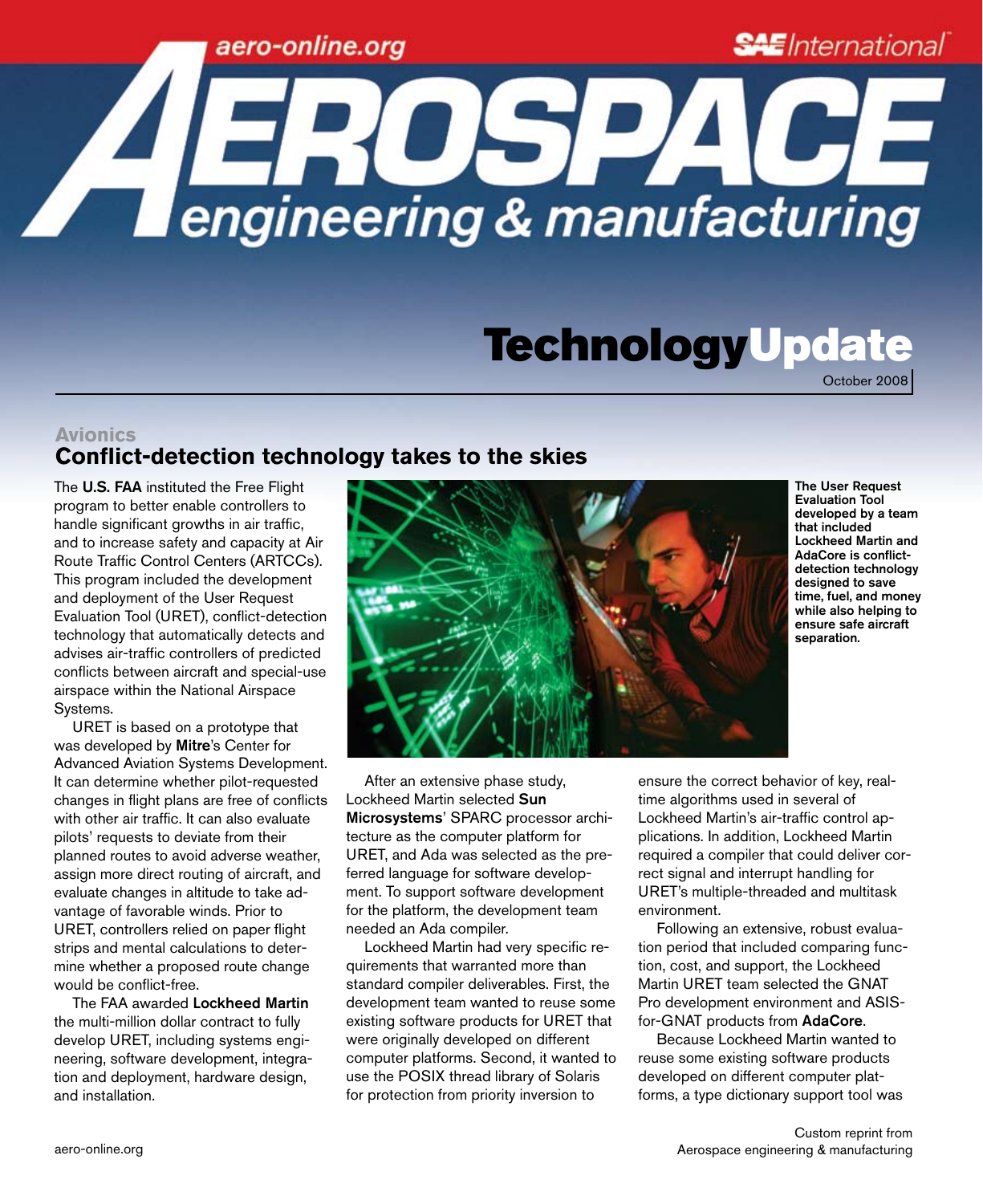# AEROSPACE engineering & manufacturing

aero-online.org

SAE International

## TechnologyUpdate

October 2008

### Avionics

## Conflict-detection technology takes to the skies

The **U.S. FAA** instituted the Free Flight program to better enable controllers to handle significant growths in air traffic, and to increase safety and capacity at Air Route Traffic Control Centers (ARTCCs). This program included the development and deployment of the User Request Evaluation Tool (URET), conflict-detection technology that automatically detects and advises air-traffic controllers of predicted conflicts between aircraft and special-use airspace within the National Airspace Systems.

URET is based on a prototype that was developed by **Mitre**'s Center for Advanced Aviation Systems Development. It can determine whether pilot-requested changes in flight plans are free of conflicts with other air traffic. It can also evaluate pilots' requests to deviate from their planned routes to avoid adverse weather, assign more direct routing of aircraft, and evaluate changes in altitude to take advantage of favorable winds. Prior to URET, controllers relied on paper flight strips and mental calculations to determine whether a proposed route change would be conflict-free.

The FAA awarded **Lockheed Martin** the multi-million dollar contract to fully develop URET, including systems engineering, software development, integration and deployment, hardware design, and installation.

**The User Request Evaluation Tool developed by a team that included Lockheed Martin and AdaCore is conflict-detection technology designed to save time, fuel, and money while also helping to ensure safe aircraft separation.**

After an extensive phase study, Lockheed Martin selected **Sun Microsystems**' SPARC processor architecture as the computer platform for URET, and Ada was selected as the preferred language for software development. To support software development for the platform, the development team needed an Ada compiler.

Lockheed Martin had very specific requirements that warranted more than standard compiler deliverables. First, the development team wanted to reuse some existing software products for URET that were originally developed on different computer platforms. Second, it wanted to use the POSIX thread library of Solaris for protection from priority inversion to ensure the correct behavior of key, real-time algorithms used in several of Lockheed Martin's air-traffic control applications. In addition, Lockheed Martin required a compiler that could deliver correct signal and interrupt handling for URET's multiple-threaded and multitask environment.

Following an extensive, robust evaluation period that included comparing function, cost, and support, the Lockheed Martin URET team selected the GNAT Pro development environment and ASIS-for-GNAT products from **AdaCore**.

Because Lockheed Martin wanted to reuse some existing software products developed on different computer platforms, a type dictionary support tool was

Custom reprint from Aerospace engineering & manufacturing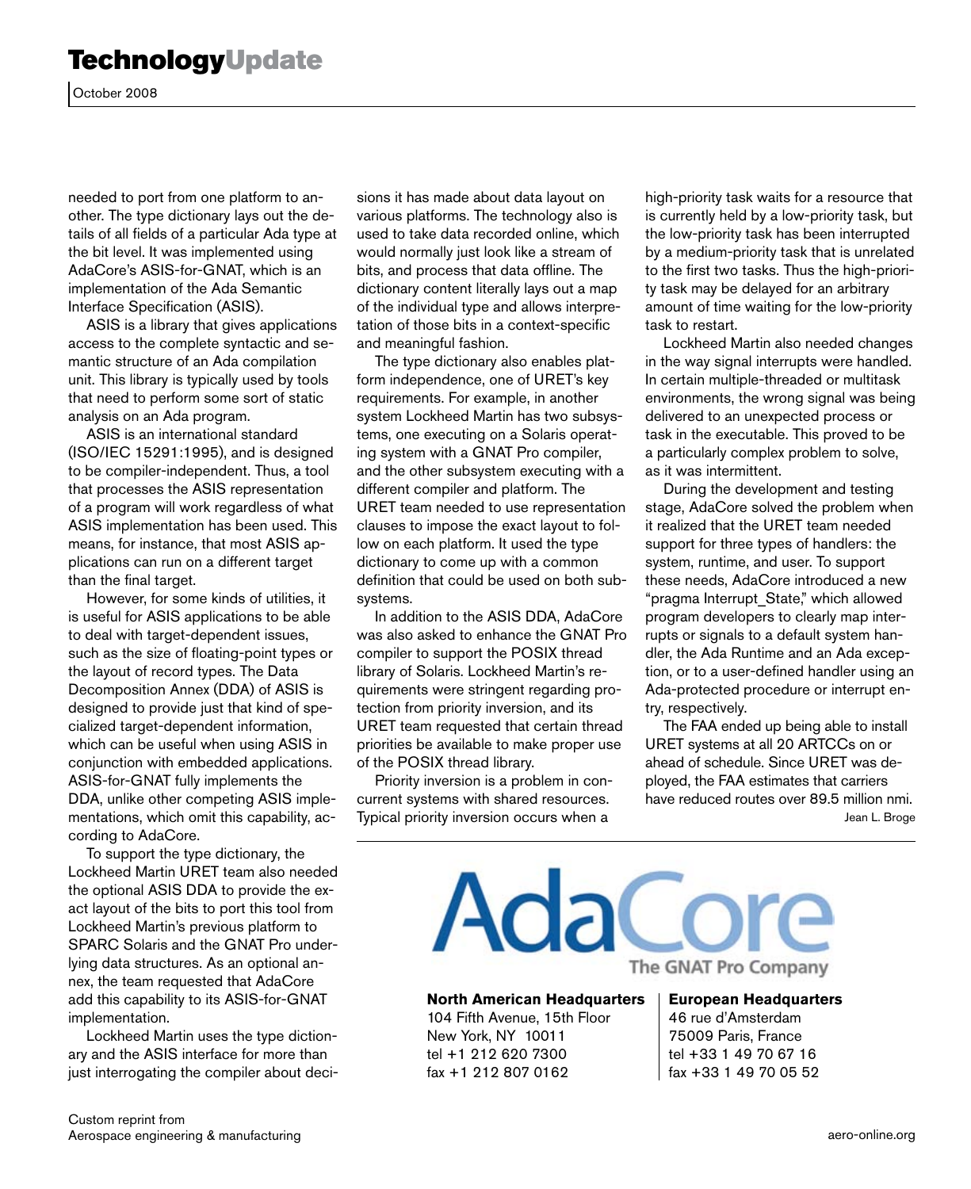needed to port from one platform to another. The type dictionary lays out the details of all fields of a particular Ada type at the bit level. It was implemented using AdaCore's ASIS-for-GNAT, which is an implementation of the Ada Semantic Interface Specification (ASIS).

ASIS is a library that gives applications access to the complete syntactic and semantic structure of an Ada compilation unit. This library is typically used by tools that need to perform some sort of static analysis on an Ada program.

ASIS is an international standard (ISO/IEC 15291:1995), and is designed to be compiler-independent. Thus, a tool that processes the ASIS representation of a program will work regardless of what ASIS implementation has been used. This means, for instance, that most ASIS applications can run on a different target than the final target.

However, for some kinds of utilities, it is useful for ASIS applications to be able to deal with target-dependent issues, such as the size of floating-point types or the layout of record types. The Data Decomposition Annex (DDA) of ASIS is designed to provide just that kind of specialized target-dependent information, which can be useful when using ASIS in conjunction with embedded applications. ASIS-for-GNAT fully implements the DDA, unlike other competing ASIS implementations, which omit this capability, according to AdaCore.

To support the type dictionary, the Lockheed Martin URET team also needed the optional ASIS DDA to provide the exact layout of the bits to port this tool from Lockheed Martin's previous platform to SPARC Solaris and the GNAT Pro underlying data structures. As an optional annex, the team requested that AdaCore add this capability to its ASIS-for-GNAT implementation.

Lockheed Martin uses the type dictionary and the ASIS interface for more than just interrogating the compiler about decisions it has made about data layout on various platforms. The technology also is used to take data recorded online, which would normally just look like a stream of bits, and process that data offline. The dictionary content literally lays out a map of the individual type and allows interpretation of those bits in a context-specific and meaningful fashion.

The type dictionary also enables platform independence, one of URET's key requirements. For example, in another system Lockheed Martin has two subsystems, one executing on a Solaris operating system with a GNAT Pro compiler, and the other subsystem executing with a different compiler and platform. The URET team needed to use representation clauses to impose the exact layout to follow on each platform. It used the type dictionary to come up with a common definition that could be used on both subsystems.

In addition to the ASIS DDA, AdaCore was also asked to enhance the GNAT Pro compiler to support the POSIX thread library of Solaris. Lockheed Martin's requirements were stringent regarding protection from priority inversion, and its URET team requested that certain thread priorities be available to make proper use of the POSIX thread library.

Priority inversion is a problem in concurrent systems with shared resources. Typical priority inversion occurs when a high-priority task waits for a resource that is currently held by a low-priority task, but the low-priority task has been interrupted by a medium-priority task that is unrelated to the first two tasks. Thus the high-priority task may be delayed for an arbitrary amount of time waiting for the low-priority task to restart.

Lockheed Martin also needed changes in the way signal interrupts were handled. In certain multiple-threaded or multitask environments, the wrong signal was being delivered to an unexpected process or task in the executable. This proved to be a particularly complex problem to solve, as it was intermittent.

During the development and testing stage, AdaCore solved the problem when it realized that the URET team needed support for three types of handlers: the system, runtime, and user. To support these needs, AdaCore introduced a new "pragma Interrupt_State," which allowed program developers to clearly map interrupts or signals to a default system handler, the Ada Runtime and an Ada exception, or to a user-defined handler using an Ada-protected procedure or interrupt entry, respectively.

The FAA ended up being able to install URET systems at all 20 ARTCCs on or ahead of schedule. Since URET was deployed, the FAA estimates that carriers have reduced routes over 89.5 million nmi.

Jean L. Broge

AdaCore
The GNAT Pro Company

**North American Headquarters**
104 Fifth Avenue, 15th Floor
New York, NY 10011
tel +1 212 620 7300
fax +1 212 807 0162

**European Headquarters**
46 rue d'Amsterdam
75009 Paris, France
tel +33 1 49 70 67 16
fax +33 1 49 70 05 52

Custom reprint from
Aerospace engineering & manufacturing

aero-online.org